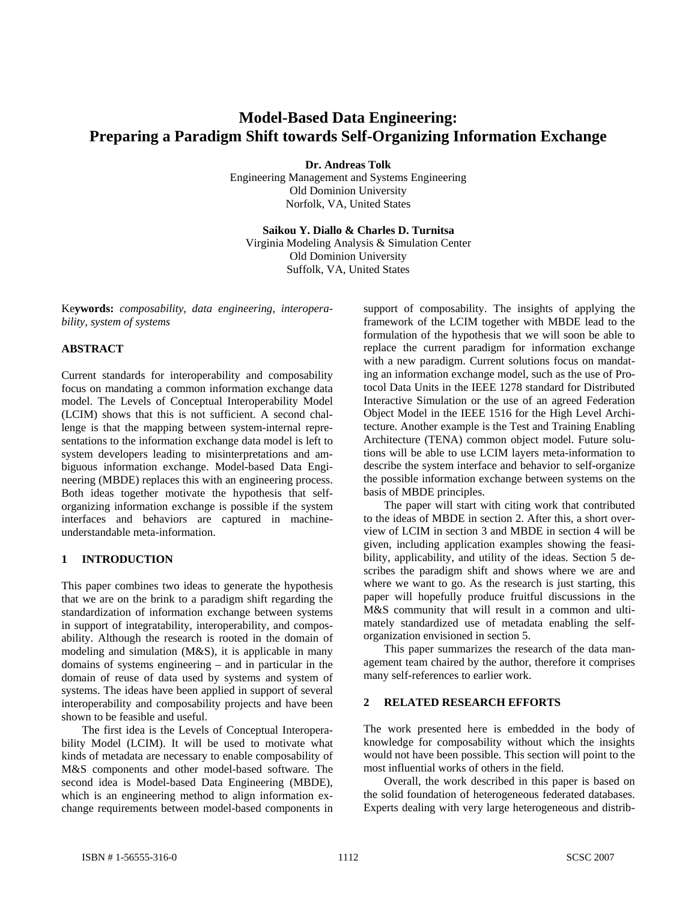# Model-Based Data Engineering: Preparing a Paradigm Shift towards Self-Organizing Information Exchange

**Dr. Andreas Tolk**
Engineering Management and Systems Engineering
Old Dominion University
Norfolk, VA, United States

**Saikou Y. Diallo & Charles D. Turnitsa**
Virginia Modeling Analysis & Simulation Center
Old Dominion University
Suffolk, VA, United States

**Keywords:** *composability, data engineering, interoperability, system of systems*

## ABSTRACT

Current standards for interoperability and composability focus on mandating a common information exchange data model. The Levels of Conceptual Interoperability Model (LCIM) shows that this is not sufficient. A second challenge is that the mapping between system-internal representations to the information exchange data model is left to system developers leading to misinterpretations and ambiguous information exchange. Model-based Data Engineering (MBDE) replaces this with an engineering process. Both ideas together motivate the hypothesis that self-organizing information exchange is possible if the system interfaces and behaviors are captured in machine-understandable meta-information.

## 1 INTRODUCTION

This paper combines two ideas to generate the hypothesis that we are on the brink to a paradigm shift regarding the standardization of information exchange between systems in support of integratability, interoperability, and composability. Although the research is rooted in the domain of modeling and simulation (M&S), it is applicable in many domains of systems engineering – and in particular in the domain of reuse of data used by systems and system of systems. The ideas have been applied in support of several interoperability and composability projects and have been shown to be feasible and useful.

The first idea is the Levels of Conceptual Interoperability Model (LCIM). It will be used to motivate what kinds of metadata are necessary to enable composability of M&S components and other model-based software. The second idea is Model-based Data Engineering (MBDE), which is an engineering method to align information exchange requirements between model-based components in support of composability. The insights of applying the framework of the LCIM together with MBDE lead to the formulation of the hypothesis that we will soon be able to replace the current paradigm for information exchange with a new paradigm. Current solutions focus on mandating an information exchange model, such as the use of Protocol Data Units in the IEEE 1278 standard for Distributed Interactive Simulation or the use of an agreed Federation Object Model in the IEEE 1516 for the High Level Architecture. Another example is the Test and Training Enabling Architecture (TENA) common object model. Future solutions will be able to use LCIM layers meta-information to describe the system interface and behavior to self-organize the possible information exchange between systems on the basis of MBDE principles.

The paper will start with citing work that contributed to the ideas of MBDE in section 2. After this, a short overview of LCIM in section 3 and MBDE in section 4 will be given, including application examples showing the feasibility, applicability, and utility of the ideas. Section 5 describes the paradigm shift and shows where we are and where we want to go. As the research is just starting, this paper will hopefully produce fruitful discussions in the M&S community that will result in a common and ultimately standardized use of metadata enabling the self-organization envisioned in section 5.

This paper summarizes the research of the data management team chaired by the author, therefore it comprises many self-references to earlier work.

## 2 RELATED RESEARCH EFFORTS

The work presented here is embedded in the body of knowledge for composability without which the insights would not have been possible. This section will point to the most influential works of others in the field.

Overall, the work described in this paper is based on the solid foundation of heterogeneous federated databases. Experts dealing with very large heterogeneous and distrib-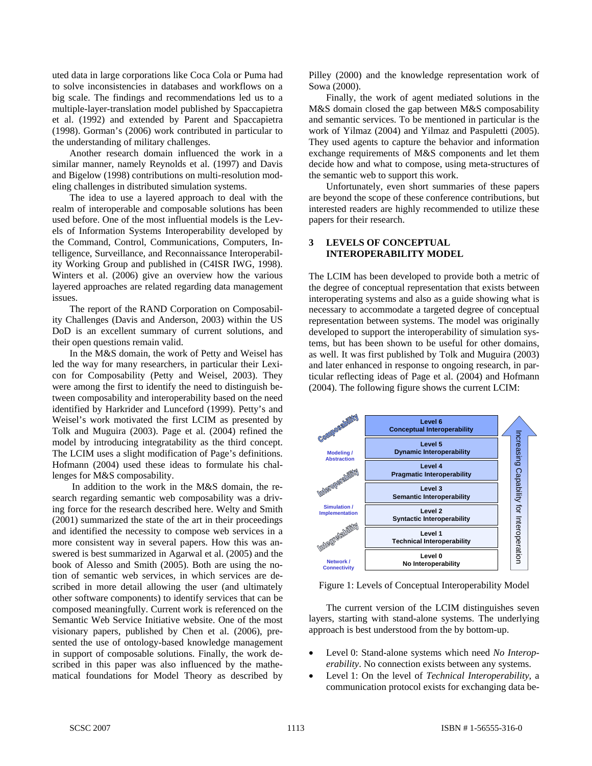uted data in large corporations like Coca Cola or Puma had to solve inconsistencies in databases and workflows on a big scale. The findings and recommendations led us to a multiple-layer-translation model published by Spaccapietra et al. (1992) and extended by Parent and Spaccapietra (1998). Gorman's (2006) work contributed in particular to the understanding of military challenges.

Another research domain influenced the work in a similar manner, namely Reynolds et al. (1997) and Davis and Bigelow (1998) contributions on multi-resolution modeling challenges in distributed simulation systems.

The idea to use a layered approach to deal with the realm of interoperable and composable solutions has been used before. One of the most influential models is the Levels of Information Systems Interoperability developed by the Command, Control, Communications, Computers, Intelligence, Surveillance, and Reconnaissance Interoperability Working Group and published in (C4ISR IWG, 1998). Winters et al. (2006) give an overview how the various layered approaches are related regarding data management issues.

The report of the RAND Corporation on Composability Challenges (Davis and Anderson, 2003) within the US DoD is an excellent summary of current solutions, and their open questions remain valid.

In the M&S domain, the work of Petty and Weisel has led the way for many researchers, in particular their Lexicon for Composability (Petty and Weisel, 2003). They were among the first to identify the need to distinguish between composability and interoperability based on the need identified by Harkrider and Lunceford (1999). Petty's and Weisel's work motivated the first LCIM as presented by Tolk and Muguira (2003). Page et al. (2004) refined the model by introducing integratability as the third concept. The LCIM uses a slight modification of Page's definitions. Hofmann (2004) used these ideas to formulate his challenges for M&S composability.

In addition to the work in the M&S domain, the research regarding semantic web composability was a driving force for the research described here. Welty and Smith (2001) summarized the state of the art in their proceedings and identified the necessity to compose web services in a more consistent way in several papers. How this was answered is best summarized in Agarwal et al. (2005) and the book of Alesso and Smith (2005). Both are using the notion of semantic web services, in which services are described in more detail allowing the user (and ultimately other software components) to identify services that can be composed meaningfully. Current work is referenced on the Semantic Web Service Initiative website. One of the most visionary papers, published by Chen et al. (2006), presented the use of ontology-based knowledge management in support of composable solutions. Finally, the work described in this paper was also influenced by the mathematical foundations for Model Theory as described by Pilley (2000) and the knowledge representation work of Sowa (2000).

Finally, the work of agent mediated solutions in the M&S domain closed the gap between M&S composability and semantic services. To be mentioned in particular is the work of Yilmaz (2004) and Yilmaz and Paspuletti (2005). They used agents to capture the behavior and information exchange requirements of M&S components and let them decide how and what to compose, using meta-structures of the semantic web to support this work.

Unfortunately, even short summaries of these papers are beyond the scope of these conference contributions, but interested readers are highly recommended to utilize these papers for their research.

## 3 LEVELS OF CONCEPTUAL INTEROPERABILITY MODEL

The LCIM has been developed to provide both a metric of the degree of conceptual representation that exists between interoperating systems and also as a guide showing what is necessary to accommodate a targeted degree of conceptual representation between systems. The model was originally developed to support the interoperability of simulation systems, but has been shown to be useful for other domains, as well. It was first published by Tolk and Muguira (2003) and later enhanced in response to ongoing research, in particular reflecting ideas of Page et al. (2004) and Hofmann (2004). The following figure shows the current LCIM:

| Concept | Level | Interoperability |
|---|---|---|
| Composability | Level 6 | Conceptual Interoperability |
| Modeling / Abstraction | Level 5 | Dynamic Interoperability |
| Interoperability | Level 4 | Pragmatic Interoperability |
| | Level 3 | Semantic Interoperability |
| Simulation / Implementation | Level 2 | Syntactic Interoperability |
| Integratability | Level 1 | Technical Interoperability |
| Network / Connectivity | Level 0 | No Interoperability |

Increasing Capability for Interoperation

Figure 1: Levels of Conceptual Interoperability Model

The current version of the LCIM distinguishes seven layers, starting with stand-alone systems. The underlying approach is best understood from the by bottom-up.

- Level 0: Stand-alone systems which need *No Interoperability*. No connection exists between any systems.
- Level 1: On the level of *Technical Interoperability*, a communication protocol exists for exchanging data be-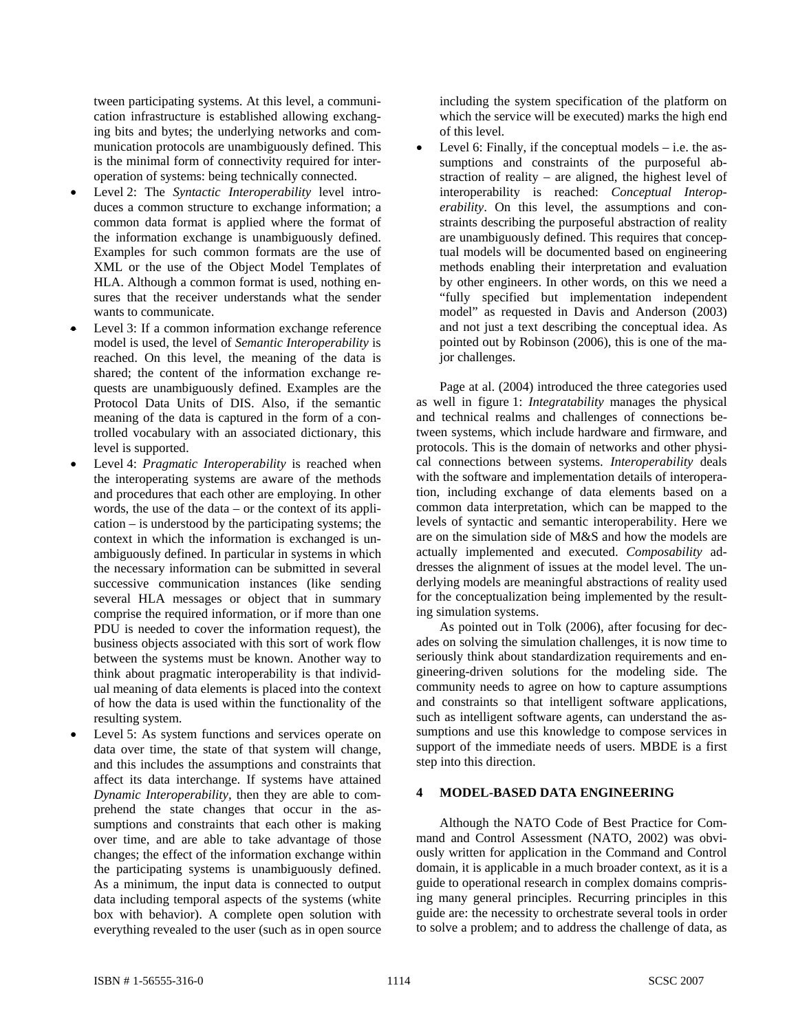tween participating systems. At this level, a communication infrastructure is established allowing exchanging bits and bytes; the underlying networks and communication protocols are unambiguously defined. This is the minimal form of connectivity required for interoperation of systems: being technically connected.

- Level 2: The *Syntactic Interoperability* level introduces a common structure to exchange information; a common data format is applied where the format of the information exchange is unambiguously defined. Examples for such common formats are the use of XML or the use of the Object Model Templates of HLA. Although a common format is used, nothing ensures that the receiver understands what the sender wants to communicate.
- Level 3: If a common information exchange reference model is used, the level of *Semantic Interoperability* is reached. On this level, the meaning of the data is shared; the content of the information exchange requests are unambiguously defined. Examples are the Protocol Data Units of DIS. Also, if the semantic meaning of the data is captured in the form of a controlled vocabulary with an associated dictionary, this level is supported.
- Level 4: *Pragmatic Interoperability* is reached when the interoperating systems are aware of the methods and procedures that each other are employing. In other words, the use of the data – or the context of its application – is understood by the participating systems; the context in which the information is exchanged is unambiguously defined. In particular in systems in which the necessary information can be submitted in several successive communication instances (like sending several HLA messages or object that in summary comprise the required information, or if more than one PDU is needed to cover the information request), the business objects associated with this sort of work flow between the systems must be known. Another way to think about pragmatic interoperability is that individual meaning of data elements is placed into the context of how the data is used within the functionality of the resulting system.
- Level 5: As system functions and services operate on data over time, the state of that system will change, and this includes the assumptions and constraints that affect its data interchange. If systems have attained *Dynamic Interoperability*, then they are able to comprehend the state changes that occur in the assumptions and constraints that each other is making over time, and are able to take advantage of those changes; the effect of the information exchange within the participating systems is unambiguously defined. As a minimum, the input data is connected to output data including temporal aspects of the systems (white box with behavior). A complete open solution with everything revealed to the user (such as in open source including the system specification of the platform on which the service will be executed) marks the high end of this level.
- Level 6: Finally, if the conceptual models – i.e. the assumptions and constraints of the purposeful abstraction of reality – are aligned, the highest level of interoperability is reached: *Conceptual Interoperability*. On this level, the assumptions and constraints describing the purposeful abstraction of reality are unambiguously defined. This requires that conceptual models will be documented based on engineering methods enabling their interpretation and evaluation by other engineers. In other words, on this we need a "fully specified but implementation independent model" as requested in Davis and Anderson (2003) and not just a text describing the conceptual idea. As pointed out by Robinson (2006), this is one of the major challenges.

Page at al. (2004) introduced the three categories used as well in figure 1: *Integratability* manages the physical and technical realms and challenges of connections between systems, which include hardware and firmware, and protocols. This is the domain of networks and other physical connections between systems. *Interoperability* deals with the software and implementation details of interoperation, including exchange of data elements based on a common data interpretation, which can be mapped to the levels of syntactic and semantic interoperability. Here we are on the simulation side of M&S and how the models are actually implemented and executed. *Composability* addresses the alignment of issues at the model level. The underlying models are meaningful abstractions of reality used for the conceptualization being implemented by the resulting simulation systems.

As pointed out in Tolk (2006), after focusing for decades on solving the simulation challenges, it is now time to seriously think about standardization requirements and engineering-driven solutions for the modeling side. The community needs to agree on how to capture assumptions and constraints so that intelligent software applications, such as intelligent software agents, can understand the assumptions and use this knowledge to compose services in support of the immediate needs of users. MBDE is a first step into this direction.

## 4 MODEL-BASED DATA ENGINEERING

Although the NATO Code of Best Practice for Command and Control Assessment (NATO, 2002) was obviously written for application in the Command and Control domain, it is applicable in a much broader context, as it is a guide to operational research in complex domains comprising many general principles. Recurring principles in this guide are: the necessity to orchestrate several tools in order to solve a problem; and to address the challenge of data, as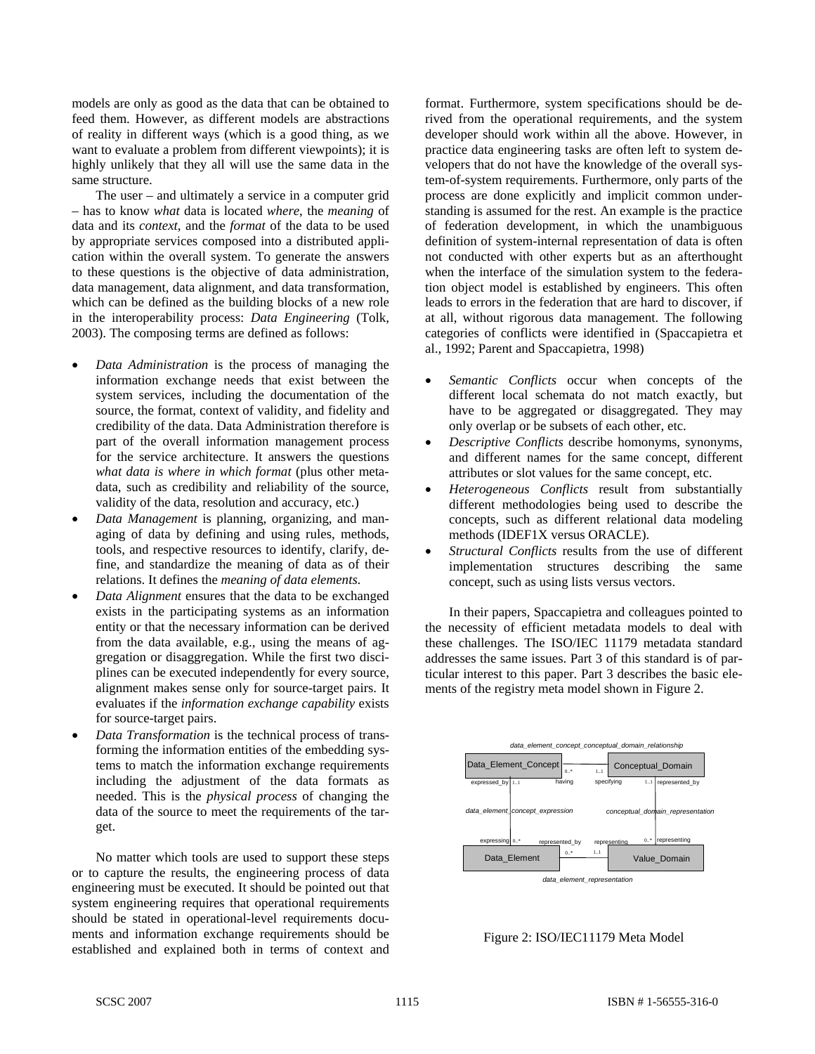models are only as good as the data that can be obtained to feed them. However, as different models are abstractions of reality in different ways (which is a good thing, as we want to evaluate a problem from different viewpoints); it is highly unlikely that they all will use the same data in the same structure.

The user – and ultimately a service in a computer grid – has to know *what* data is located *where*, the *meaning* of data and its *context*, and the *format* of the data to be used by appropriate services composed into a distributed application within the overall system. To generate the answers to these questions is the objective of data administration, data management, data alignment, and data transformation, which can be defined as the building blocks of a new role in the interoperability process: *Data Engineering* (Tolk, 2003). The composing terms are defined as follows:

- *Data Administration* is the process of managing the information exchange needs that exist between the system services, including the documentation of the source, the format, context of validity, and fidelity and credibility of the data. Data Administration therefore is part of the overall information management process for the service architecture. It answers the questions *what data is where in which format* (plus other meta-data, such as credibility and reliability of the source, validity of the data, resolution and accuracy, etc.)
- *Data Management* is planning, organizing, and managing of data by defining and using rules, methods, tools, and respective resources to identify, clarify, define, and standardize the meaning of data as of their relations. It defines the *meaning of data elements.*
- *Data Alignment* ensures that the data to be exchanged exists in the participating systems as an information entity or that the necessary information can be derived from the data available, e.g., using the means of aggregation or disaggregation. While the first two disciplines can be executed independently for every source, alignment makes sense only for source-target pairs. It evaluates if the *information exchange capability* exists for source-target pairs.
- *Data Transformation* is the technical process of transforming the information entities of the embedding systems to match the information exchange requirements including the adjustment of the data formats as needed. This is the *physical process* of changing the data of the source to meet the requirements of the target.

No matter which tools are used to support these steps or to capture the results, the engineering process of data engineering must be executed. It should be pointed out that system engineering requires that operational requirements should be stated in operational-level requirements documents and information exchange requirements should be established and explained both in terms of context and format. Furthermore, system specifications should be derived from the operational requirements, and the system developer should work within all the above. However, in practice data engineering tasks are often left to system developers that do not have the knowledge of the overall system-of-system requirements. Furthermore, only parts of the process are done explicitly and implicit common understanding is assumed for the rest. An example is the practice of federation development, in which the unambiguous definition of system-internal representation of data is often not conducted with other experts but as an afterthought when the interface of the simulation system to the federation object model is established by engineers. This often leads to errors in the federation that are hard to discover, if at all, without rigorous data management. The following categories of conflicts were identified in (Spaccapietra et al., 1992; Parent and Spaccapietra, 1998)

- *Semantic Conflicts* occur when concepts of the different local schemata do not match exactly, but have to be aggregated or disaggregated. They may only overlap or be subsets of each other, etc.
- *Descriptive Conflicts* describe homonyms, synonyms, and different names for the same concept, different attributes or slot values for the same concept, etc.
- *Heterogeneous Conflicts* result from substantially different methodologies being used to describe the concepts, such as different relational data modeling methods (IDEF1X versus ORACLE).
- *Structural Conflicts* results from the use of different implementation structures describing the same concept, such as using lists versus vectors.

In their papers, Spaccapietra and colleagues pointed to the necessity of efficient metadata models to deal with these challenges. The ISO/IEC 11179 metadata standard addresses the same issues. Part 3 of this standard is of particular interest to this paper. Part 3 describes the basic elements of the registry meta model shown in Figure 2.

Figure 2: ISO/IEC11179 Meta Model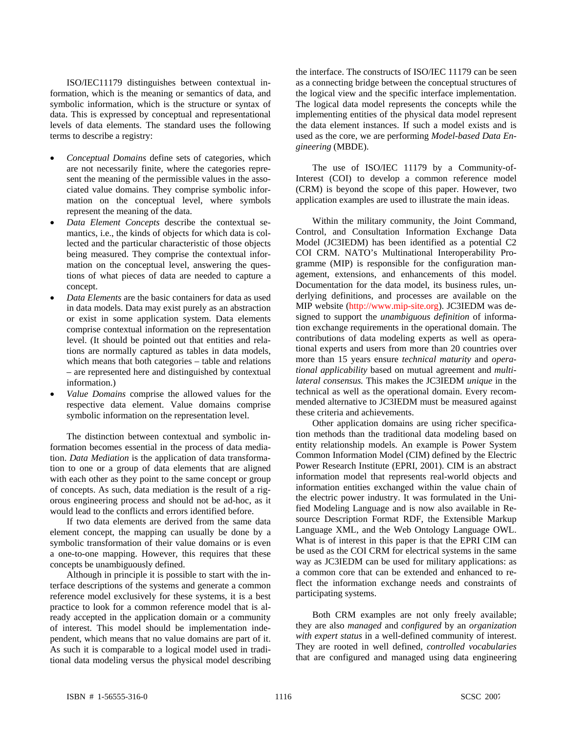ISO/IEC11179 distinguishes between contextual information, which is the meaning or semantics of data, and symbolic information, which is the structure or syntax of data. This is expressed by conceptual and representational levels of data elements. The standard uses the following terms to describe a registry:

- *Conceptual Domains* define sets of categories, which are not necessarily finite, where the categories represent the meaning of the permissible values in the associated value domains. They comprise symbolic information on the conceptual level, where symbols represent the meaning of the data.
- *Data Element Concepts* describe the contextual semantics, i.e., the kinds of objects for which data is collected and the particular characteristic of those objects being measured. They comprise the contextual information on the conceptual level, answering the questions of what pieces of data are needed to capture a concept.
- *Data Elements* are the basic containers for data as used in data models. Data may exist purely as an abstraction or exist in some application system. Data elements comprise contextual information on the representation level. (It should be pointed out that entities and relations are normally captured as tables in data models, which means that both categories – table and relations – are represented here and distinguished by contextual information.)
- *Value Domains* comprise the allowed values for the respective data element. Value domains comprise symbolic information on the representation level.

The distinction between contextual and symbolic information becomes essential in the process of data mediation. *Data Mediation* is the application of data transformation to one or a group of data elements that are aligned with each other as they point to the same concept or group of concepts. As such, data mediation is the result of a rigorous engineering process and should not be ad-hoc, as it would lead to the conflicts and errors identified before.

If two data elements are derived from the same data element concept, the mapping can usually be done by a symbolic transformation of their value domains or is even a one-to-one mapping. However, this requires that these concepts be unambiguously defined.

Although in principle it is possible to start with the interface descriptions of the systems and generate a common reference model exclusively for these systems, it is a best practice to look for a common reference model that is already accepted in the application domain or a community of interest. This model should be implementation independent, which means that no value domains are part of it. As such it is comparable to a logical model used in traditional data modeling versus the physical model describing the interface. The constructs of ISO/IEC 11179 can be seen as a connecting bridge between the conceptual structures of the logical view and the specific interface implementation. The logical data model represents the concepts while the implementing entities of the physical data model represent the data element instances. If such a model exists and is used as the core, we are performing *Model-based Data Engineering* (MBDE).

The use of ISO/IEC 11179 by a Community-of-Interest (COI) to develop a common reference model (CRM) is beyond the scope of this paper. However, two application examples are used to illustrate the main ideas.

Within the military community, the Joint Command, Control, and Consultation Information Exchange Data Model (JC3IEDM) has been identified as a potential C2 COI CRM. NATO's Multinational Interoperability Programme (MIP) is responsible for the configuration management, extensions, and enhancements of this model. Documentation for the data model, its business rules, underlying definitions, and processes are available on the MIP website (http://www.mip-site.org). JC3IEDM was designed to support the *unambiguous definition* of information exchange requirements in the operational domain. The contributions of data modeling experts as well as operational experts and users from more than 20 countries over more than 15 years ensure *technical maturity* and *operational applicability* based on mutual agreement and *multilateral consensus.* This makes the JC3IEDM *unique* in the technical as well as the operational domain. Every recommended alternative to JC3IEDM must be measured against these criteria and achievements.

Other application domains are using richer specification methods than the traditional data modeling based on entity relationship models. An example is Power System Common Information Model (CIM) defined by the Electric Power Research Institute (EPRI, 2001). CIM is an abstract information model that represents real-world objects and information entities exchanged within the value chain of the electric power industry. It was formulated in the Unified Modeling Language and is now also available in Resource Description Format RDF, the Extensible Markup Language XML, and the Web Ontology Language OWL. What is of interest in this paper is that the EPRI CIM can be used as the COI CRM for electrical systems in the same way as JC3IEDM can be used for military applications: as a common core that can be extended and enhanced to reflect the information exchange needs and constraints of participating systems.

Both CRM examples are not only freely available; they are also *managed* and *configured* by an *organization with expert status* in a well-defined community of interest. They are rooted in well defined, *controlled vocabularies* that are configured and managed using data engineering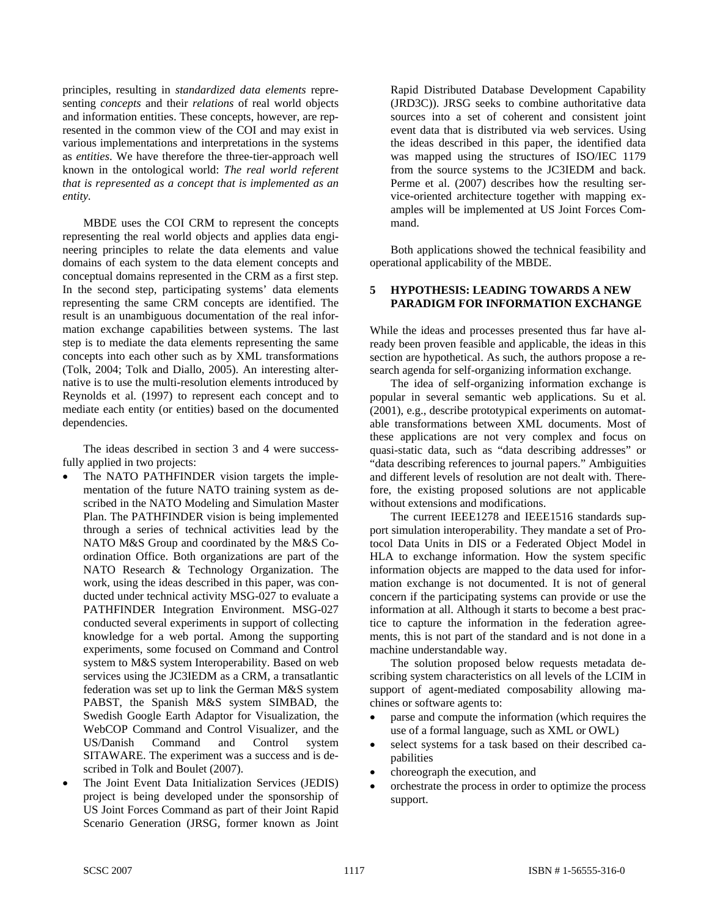principles, resulting in *standardized data elements* representing *concepts* and their *relations* of real world objects and information entities. These concepts, however, are represented in the common view of the COI and may exist in various implementations and interpretations in the systems as *entities*. We have therefore the three-tier-approach well known in the ontological world: *The real world referent that is represented as a concept that is implemented as an entity.*

MBDE uses the COI CRM to represent the concepts representing the real world objects and applies data engineering principles to relate the data elements and value domains of each system to the data element concepts and conceptual domains represented in the CRM as a first step. In the second step, participating systems' data elements representing the same CRM concepts are identified. The result is an unambiguous documentation of the real information exchange capabilities between systems. The last step is to mediate the data elements representing the same concepts into each other such as by XML transformations (Tolk, 2004; Tolk and Diallo, 2005). An interesting alternative is to use the multi-resolution elements introduced by Reynolds et al. (1997) to represent each concept and to mediate each entity (or entities) based on the documented dependencies.

The ideas described in section 3 and 4 were successfully applied in two projects:

- The NATO PATHFINDER vision targets the implementation of the future NATO training system as described in the NATO Modeling and Simulation Master Plan. The PATHFINDER vision is being implemented through a series of technical activities lead by the NATO M&S Group and coordinated by the M&S Coordination Office. Both organizations are part of the NATO Research & Technology Organization. The work, using the ideas described in this paper, was conducted under technical activity MSG-027 to evaluate a PATHFINDER Integration Environment. MSG-027 conducted several experiments in support of collecting knowledge for a web portal. Among the supporting experiments, some focused on Command and Control system to M&S system Interoperability. Based on web services using the JC3IEDM as a CRM, a transatlantic federation was set up to link the German M&S system PABST, the Spanish M&S system SIMBAD, the Swedish Google Earth Adaptor for Visualization, the WebCOP Command and Control Visualizer, and the US/Danish Command and Control system SITAWARE. The experiment was a success and is described in Tolk and Boulet (2007).
- The Joint Event Data Initialization Services (JEDIS) project is being developed under the sponsorship of US Joint Forces Command as part of their Joint Rapid Scenario Generation (JRSG, former known as Joint Rapid Distributed Database Development Capability (JRD3C)). JRSG seeks to combine authoritative data sources into a set of coherent and consistent joint event data that is distributed via web services. Using the ideas described in this paper, the identified data was mapped using the structures of ISO/IEC 1179 from the source systems to the JC3IEDM and back. Perme et al. (2007) describes how the resulting service-oriented architecture together with mapping examples will be implemented at US Joint Forces Command.

Both applications showed the technical feasibility and operational applicability of the MBDE.

## 5 HYPOTHESIS: LEADING TOWARDS A NEW PARADIGM FOR INFORMATION EXCHANGE

While the ideas and processes presented thus far have already been proven feasible and applicable, the ideas in this section are hypothetical. As such, the authors propose a research agenda for self-organizing information exchange.

The idea of self-organizing information exchange is popular in several semantic web applications. Su et al. (2001), e.g., describe prototypical experiments on automatable transformations between XML documents. Most of these applications are not very complex and focus on quasi-static data, such as "data describing addresses" or "data describing references to journal papers." Ambiguities and different levels of resolution are not dealt with. Therefore, the existing proposed solutions are not applicable without extensions and modifications.

The current IEEE1278 and IEEE1516 standards support simulation interoperability. They mandate a set of Protocol Data Units in DIS or a Federated Object Model in HLA to exchange information. How the system specific information objects are mapped to the data used for information exchange is not documented. It is not of general concern if the participating systems can provide or use the information at all. Although it starts to become a best practice to capture the information in the federation agreements, this is not part of the standard and is not done in a machine understandable way.

The solution proposed below requests metadata describing system characteristics on all levels of the LCIM in support of agent-mediated composability allowing machines or software agents to:

- parse and compute the information (which requires the use of a formal language, such as XML or OWL)
- select systems for a task based on their described capabilities
- choreograph the execution, and
- orchestrate the process in order to optimize the process support.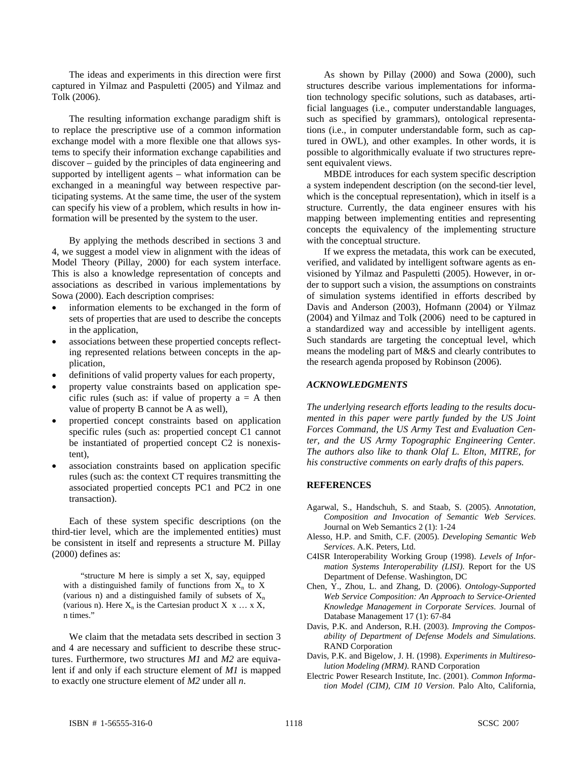The ideas and experiments in this direction were first captured in Yilmaz and Paspuletti (2005) and Yilmaz and Tolk (2006).

The resulting information exchange paradigm shift is to replace the prescriptive use of a common information exchange model with a more flexible one that allows systems to specify their information exchange capabilities and discover – guided by the principles of data engineering and supported by intelligent agents – what information can be exchanged in a meaningful way between respective participating systems. At the same time, the user of the system can specify his view of a problem, which results in how information will be presented by the system to the user.

By applying the methods described in sections 3 and 4, we suggest a model view in alignment with the ideas of Model Theory (Pillay, 2000) for each system interface. This is also a knowledge representation of concepts and associations as described in various implementations by Sowa (2000). Each description comprises:

- information elements to be exchanged in the form of sets of properties that are used to describe the concepts in the application,
- associations between these propertied concepts reflecting represented relations between concepts in the application,
- definitions of valid property values for each property,
- property value constraints based on application specific rules (such as: if value of property a = A then value of property B cannot be A as well),
- propertied concept constraints based on application specific rules (such as: propertied concept C1 cannot be instantiated of propertied concept C2 is nonexistent),
- association constraints based on application specific rules (such as: the context CT requires transmitting the associated propertied concepts PC1 and PC2 in one transaction).

Each of these system specific descriptions (on the third-tier level, which are the implemented entities) must be consistent in itself and represents a structure M. Pillay (2000) defines as:

> "structure M here is simply a set X, say, equipped with a distinguished family of functions from $X_n$ to X (various n) and a distinguished family of subsets of $X_n$ (various n). Here $X_n$ is the Cartesian product X x … x X, n times."

We claim that the metadata sets described in section 3 and 4 are necessary and sufficient to describe these structures. Furthermore, two structures *M1* and *M2* are equivalent if and only if each structure element of *M1* is mapped to exactly one structure element of *M2* under all *n*.

As shown by Pillay (2000) and Sowa (2000), such structures describe various implementations for information technology specific solutions, such as databases, artificial languages (i.e., computer understandable languages, such as specified by grammars), ontological representations (i.e., in computer understandable form, such as captured in OWL), and other examples. In other words, it is possible to algorithmically evaluate if two structures represent equivalent views.

MBDE introduces for each system specific description a system independent description (on the second-tier level, which is the conceptual representation), which in itself is a structure. Currently, the data engineer ensures with his mapping between implementing entities and representing concepts the equivalency of the implementing structure with the conceptual structure.

If we express the metadata, this work can be executed, verified, and validated by intelligent software agents as envisioned by Yilmaz and Paspuletti (2005). However, in order to support such a vision, the assumptions on constraints of simulation systems identified in efforts described by Davis and Anderson (2003), Hofmann (2004) or Yilmaz (2004) and Yilmaz and Tolk (2006) need to be captured in a standardized way and accessible by intelligent agents. Such standards are targeting the conceptual level, which means the modeling part of M&S and clearly contributes to the research agenda proposed by Robinson (2006).

## *ACKNOWLEDGMENTS*

*The underlying research efforts leading to the results documented in this paper were partly funded by the US Joint Forces Command, the US Army Test and Evaluation Center, and the US Army Topographic Engineering Center. The authors also like to thank Olaf L. Elton, MITRE, for his constructive comments on early drafts of this papers.*

## REFERENCES

Agarwal, S., Handschuh, S. and Staab, S. (2005). *Annotation, Composition and Invocation of Semantic Web Services*. Journal on Web Semantics 2 (1): 1-24

Alesso, H.P. and Smith, C.F. (2005). *Developing Semantic Web Services*. A.K. Peters, Ltd.

C4ISR Interoperability Working Group (1998). *Levels of Information Systems Interoperability (LISI)*. Report for the US Department of Defense. Washington, DC

Chen, Y., Zhou, L. and Zhang, D. (2006). *Ontology-Supported Web Service Composition: An Approach to Service-Oriented Knowledge Management in Corporate Services*. Journal of Database Management 17 (1): 67-84

Davis, P.K. and Anderson, R.H. (2003). *Improving the Composability of Department of Defense Models and Simulations*. RAND Corporation

Davis, P.K. and Bigelow, J. H. (1998). *Experiments in Multiresolution Modeling (MRM)*. RAND Corporation

Electric Power Research Institute, Inc. (2001). *Common Information Model (CIM), CIM 10 Version*. Palo Alto, California,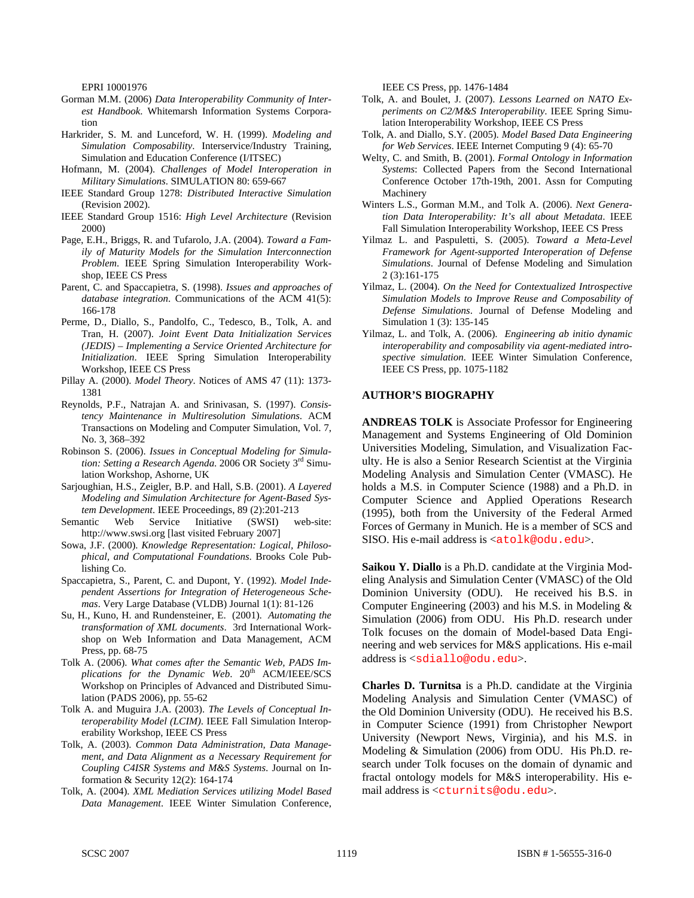EPRI 10001976

Gorman M.M. (2006) *Data Interoperability Community of Interest Handbook*. Whitemarsh Information Systems Corporation

Harkrider, S. M. and Lunceford, W. H. (1999). *Modeling and Simulation Composability*. Interservice/Industry Training, Simulation and Education Conference (I/ITSEC)

Hofmann, M. (2004). *Challenges of Model Interoperation in Military Simulations*. SIMULATION 80: 659-667

IEEE Standard Group 1278: *Distributed Interactive Simulation* (Revision 2002).

IEEE Standard Group 1516: *High Level Architecture* (Revision 2000)

Page, E.H., Briggs, R. and Tufarolo, J.A. (2004). *Toward a Family of Maturity Models for the Simulation Interconnection Problem*. IEEE Spring Simulation Interoperability Workshop, IEEE CS Press

Parent, C. and Spaccapietra, S. (1998). *Issues and approaches of database integration*. Communications of the ACM 41(5): 166-178

Perme, D., Diallo, S., Pandolfo, C., Tedesco, B., Tolk, A. and Tran, H. (2007). *Joint Event Data Initialization Services (JEDIS) – Implementing a Service Oriented Architecture for Initialization*. IEEE Spring Simulation Interoperability Workshop, IEEE CS Press

Pillay A. (2000). *Model Theory*. Notices of AMS 47 (11): 1373-1381

Reynolds, P.F., Natrajan A. and Srinivasan, S. (1997). *Consistency Maintenance in Multiresolution Simulations*. ACM Transactions on Modeling and Computer Simulation, Vol. 7, No. 3, 368–392

Robinson S. (2006). *Issues in Conceptual Modeling for Simulation: Setting a Research Agenda*. 2006 OR Society 3rd Simulation Workshop, Ashorne, UK

Sarjoughian, H.S., Zeigler, B.P. and Hall, S.B. (2001). *A Layered Modeling and Simulation Architecture for Agent-Based System Development*. IEEE Proceedings, 89 (2):201-213

Semantic Web Service Initiative (SWSI) web-site: http://www.swsi.org [last visited February 2007]

Sowa, J.F. (2000). *Knowledge Representation: Logical, Philosophical, and Computational Foundations*. Brooks Cole Publishing Co.

Spaccapietra, S., Parent, C. and Dupont, Y. (1992). *Model Independent Assertions for Integration of Heterogeneous Schemas*. Very Large Database (VLDB) Journal 1(1): 81-126

Su, H., Kuno, H. and Rundensteiner, E. (2001). *Automating the transformation of XML documents*. 3rd International Workshop on Web Information and Data Management, ACM Press, pp. 68-75

Tolk A. (2006). *What comes after the Semantic Web, PADS Implications for the Dynamic Web*. 20th ACM/IEEE/SCS Workshop on Principles of Advanced and Distributed Simulation (PADS 2006), pp. 55-62

Tolk A. and Muguira J.A. (2003). *The Levels of Conceptual Interoperability Model (LCIM)*. IEEE Fall Simulation Interoperability Workshop, IEEE CS Press

Tolk, A. (2003). *Common Data Administration, Data Management, and Data Alignment as a Necessary Requirement for Coupling C4ISR Systems and M&S Systems*. Journal on Information & Security 12(2): 164-174

Tolk, A. (2004). *XML Mediation Services utilizing Model Based Data Management*. IEEE Winter Simulation Conference, IEEE CS Press, pp. 1476-1484

Tolk, A. and Boulet, J. (2007). *Lessons Learned on NATO Experiments on C2/M&S Interoperability*. IEEE Spring Simulation Interoperability Workshop, IEEE CS Press

Tolk, A. and Diallo, S.Y. (2005). *Model Based Data Engineering for Web Services*. IEEE Internet Computing 9 (4): 65-70

Welty, C. and Smith, B. (2001). *Formal Ontology in Information Systems*: Collected Papers from the Second International Conference October 17th-19th, 2001. Assn for Computing Machinery

Winters L.S., Gorman M.M., and Tolk A. (2006). *Next Generation Data Interoperability: It's all about Metadata*. IEEE Fall Simulation Interoperability Workshop, IEEE CS Press

Yilmaz L. and Paspuletti, S. (2005). *Toward a Meta-Level Framework for Agent-supported Interoperation of Defense Simulations*. Journal of Defense Modeling and Simulation 2 (3):161-175

Yilmaz, L. (2004). *On the Need for Contextualized Introspective Simulation Models to Improve Reuse and Composability of Defense Simulations*. Journal of Defense Modeling and Simulation 1 (3): 135-145

Yilmaz, L. and Tolk, A. (2006). *Engineering ab initio dynamic interoperability and composability via agent-mediated introspective simulation.* IEEE Winter Simulation Conference, IEEE CS Press, pp. 1075-1182

## AUTHOR'S BIOGRAPHY

**ANDREAS TOLK** is Associate Professor for Engineering Management and Systems Engineering of Old Dominion Universities Modeling, Simulation, and Visualization Faculty. He is also a Senior Research Scientist at the Virginia Modeling Analysis and Simulation Center (VMASC). He holds a M.S. in Computer Science (1988) and a Ph.D. in Computer Science and Applied Operations Research (1995), both from the University of the Federal Armed Forces of Germany in Munich. He is a member of SCS and SISO. His e-mail address is <atolk@odu.edu>.

**Saikou Y. Diallo** is a Ph.D. candidate at the Virginia Modeling Analysis and Simulation Center (VMASC) of the Old Dominion University (ODU). He received his B.S. in Computer Engineering (2003) and his M.S. in Modeling & Simulation (2006) from ODU. His Ph.D. research under Tolk focuses on the domain of Model-based Data Engineering and web services for M&S applications. His e-mail address is <sdiallo@odu.edu>.

**Charles D. Turnitsa** is a Ph.D. candidate at the Virginia Modeling Analysis and Simulation Center (VMASC) of the Old Dominion University (ODU). He received his B.S. in Computer Science (1991) from Christopher Newport University (Newport News, Virginia), and his M.S. in Modeling & Simulation (2006) from ODU. His Ph.D. research under Tolk focuses on the domain of dynamic and fractal ontology models for M&S interoperability. His e-mail address is <cturnits@odu.edu>.